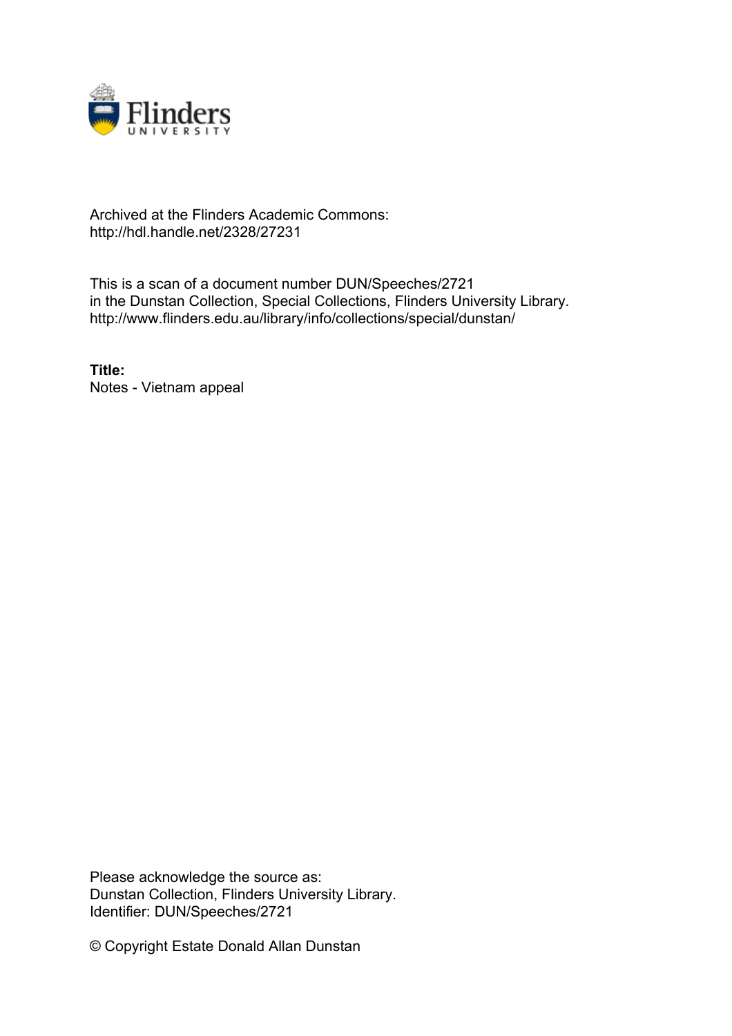Archived at the Flinders Academic Commons:
http://hdl.handle.net/2328/27231

This is a scan of a document number DUN/Speeches/2721
in the Dunstan Collection, Special Collections, Flinders University Library.
http://www.flinders.edu.au/library/info/collections/special/dunstan/

**Title:**
Notes - Vietnam appeal

Please acknowledge the source as:
Dunstan Collection, Flinders University Library.
Identifier: DUN/Speeches/2721

© Copyright Estate Donald Allan Dunstan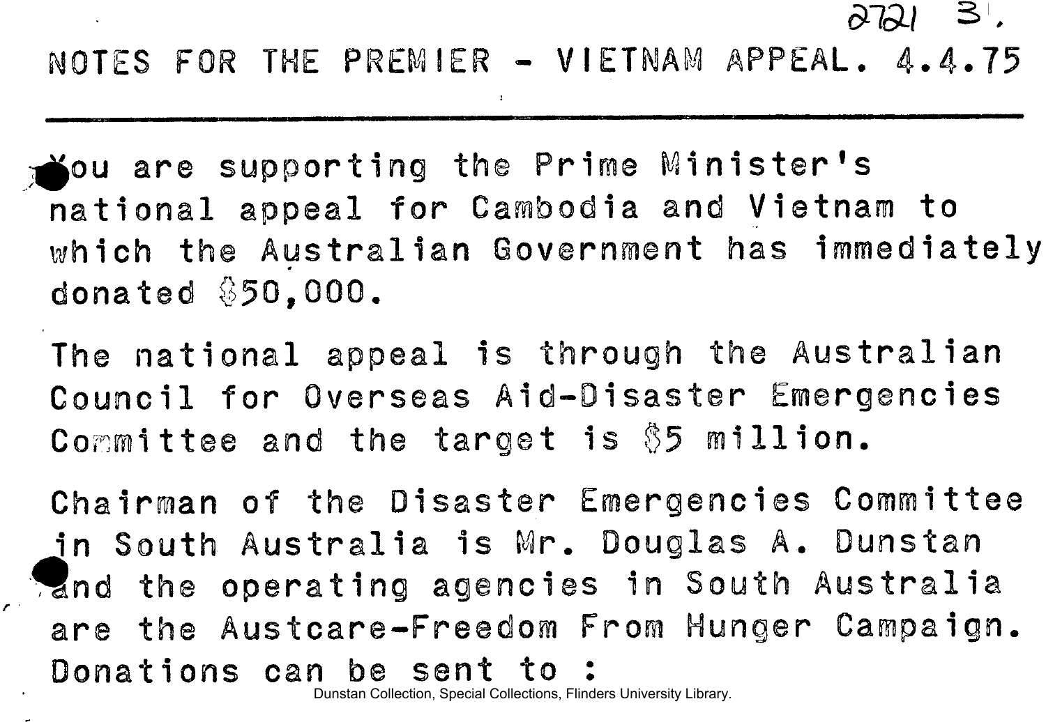2721 3.

# NOTES FOR THE PREMIER - VIETNAM APPEAL. 4.4.75

---

You are supporting the Prime Minister's national appeal for Cambodia and Vietnam to which the Australian Government has immediately donated $50,000.

The national appeal is through the Australian Council for Overseas Aid-Disaster Emergencies Committee and the target is $5 million.

Chairman of the Disaster Emergencies Committee in South Australia is Mr. Douglas A. Dunstan and the operating agencies in South Australia are the Austcare-Freedom From Hunger Campaign. Donations can be sent to :

Dunstan Collection, Special Collections, Flinders University Library.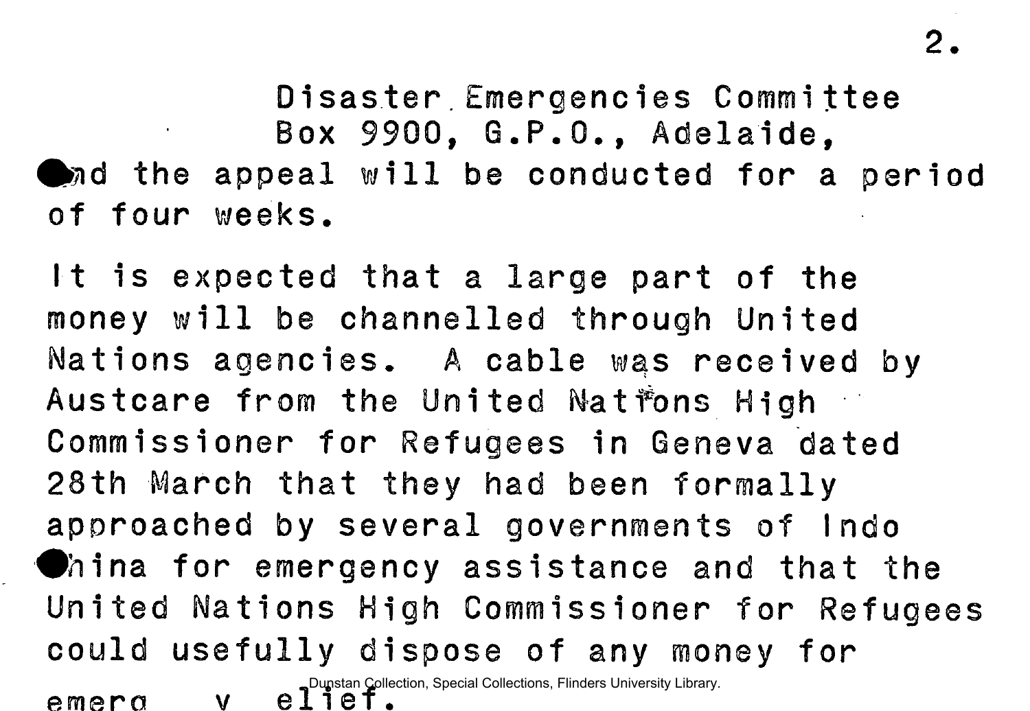Disaster Emergencies Committee
Box 9900, G.P.O., Adelaide,

and the appeal will be conducted for a period of four weeks.

It is expected that a large part of the money will be channelled through United Nations agencies. A cable was received by Austcare from the United Nations High Commissioner for Refugees in Geneva dated 28th March that they had been formally approached by several governments of Indo China for emergency assistance and that the United Nations High Commissioner for Refugees could usefully dispose of any money for emerg y elief.

Dunstan Collection, Special Collections, Flinders University Library.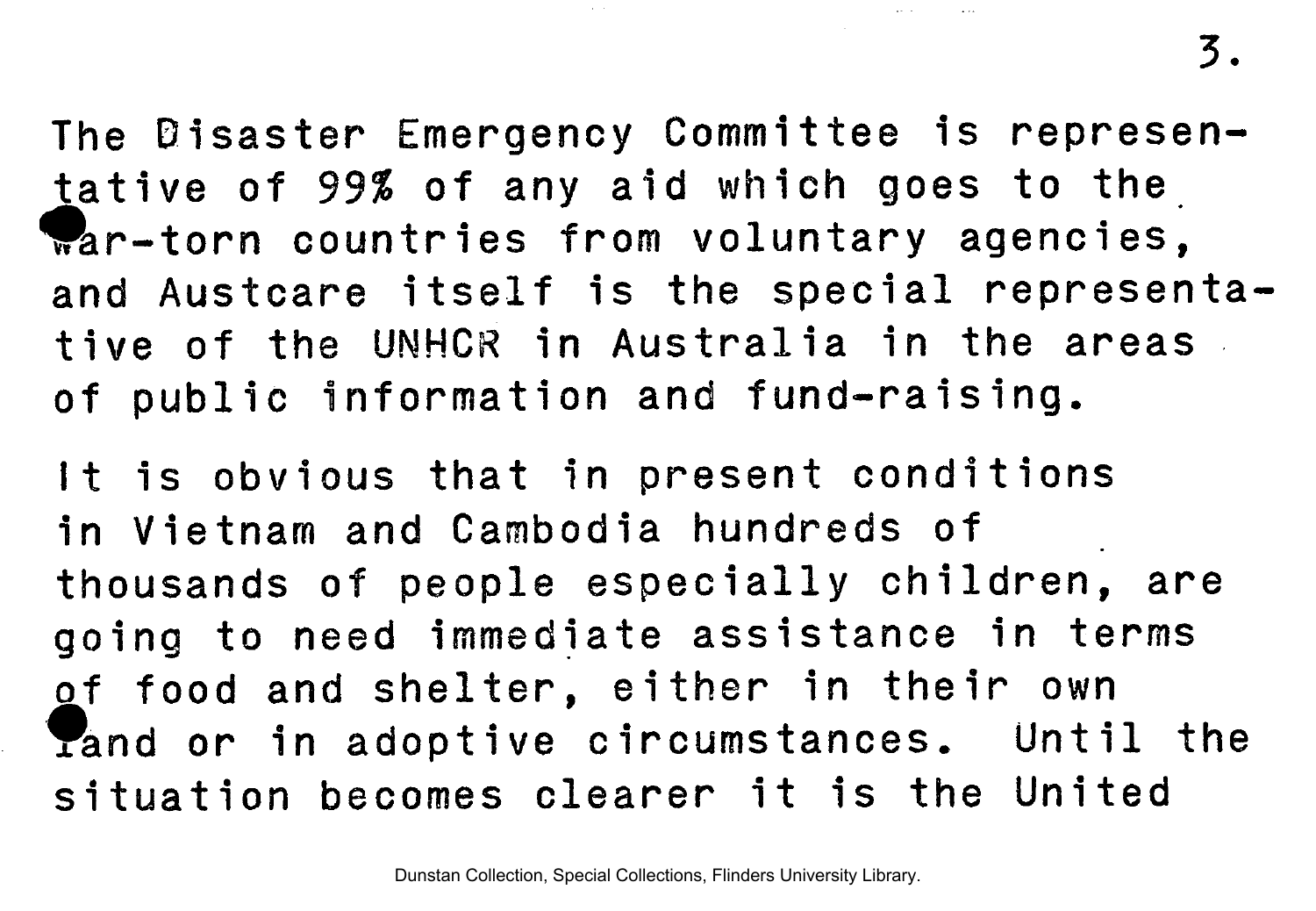The Disaster Emergency Committee is representative of 99% of any aid which goes to the war-torn countries from voluntary agencies, and Austcare itself is the special representative of the UNHCR in Australia in the areas of public information and fund-raising.

It is obvious that in present conditions in Vietnam and Cambodia hundreds of thousands of people especially children, are going to need immediate assistance in terms of food and shelter, either in their own land or in adoptive circumstances. Until the situation becomes clearer it is the United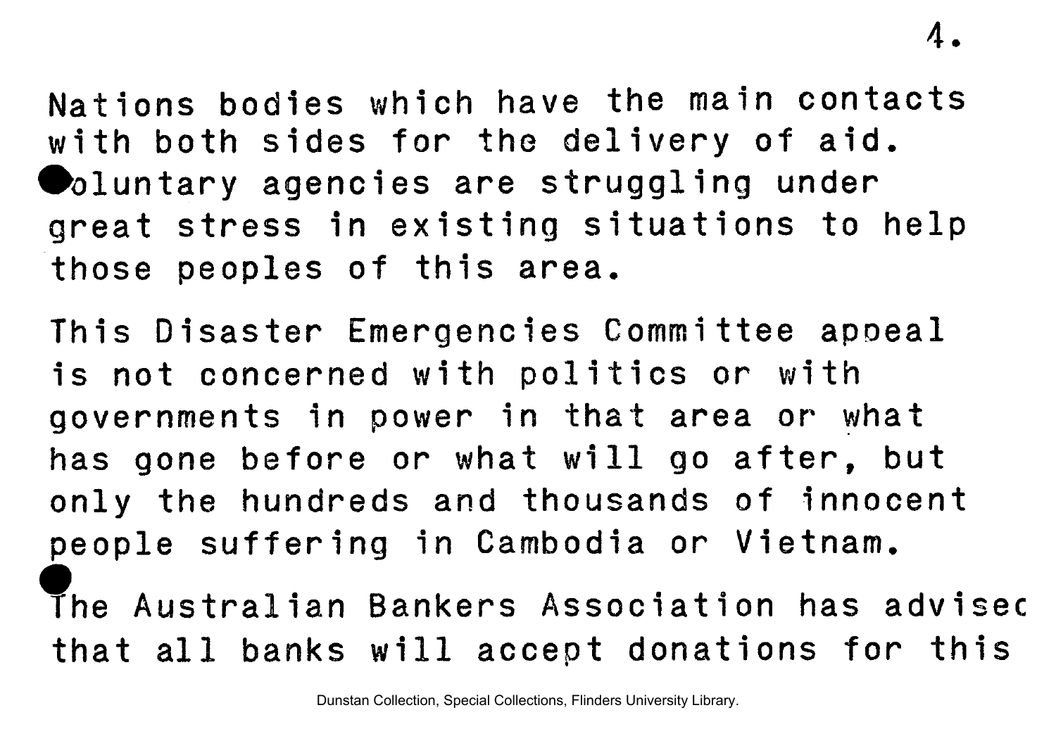Nations bodies which have the main contacts with both sides for the delivery of aid. Voluntary agencies are struggling under great stress in existing situations to help those peoples of this area.

This Disaster Emergencies Committee appeal is not concerned with politics or with governments in power in that area or what has gone before or what will go after, but only the hundreds and thousands of innocent people suffering in Cambodia or Vietnam.

The Australian Bankers Association has advised that all banks will accept donations for this

Dunstan Collection, Special Collections, Flinders University Library.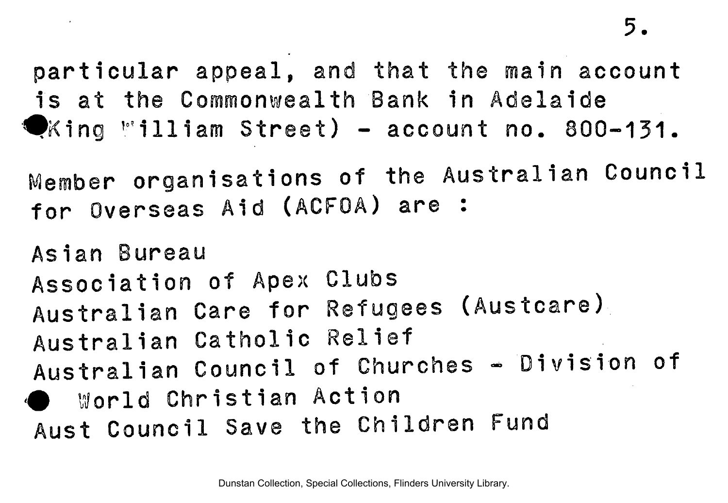particular appeal, and that the main account is at the Commonwealth Bank in Adelaide (King William Street) - account no. 800-131.

Member organisations of the Australian Council for Overseas Aid (ACFOA) are :

Asian Bureau
Association of Apex Clubs
Australian Care for Refugees (Austcare)
Australian Catholic Relief
Australian Council of Churches - Division of World Christian Action
Aust Council Save the Children Fund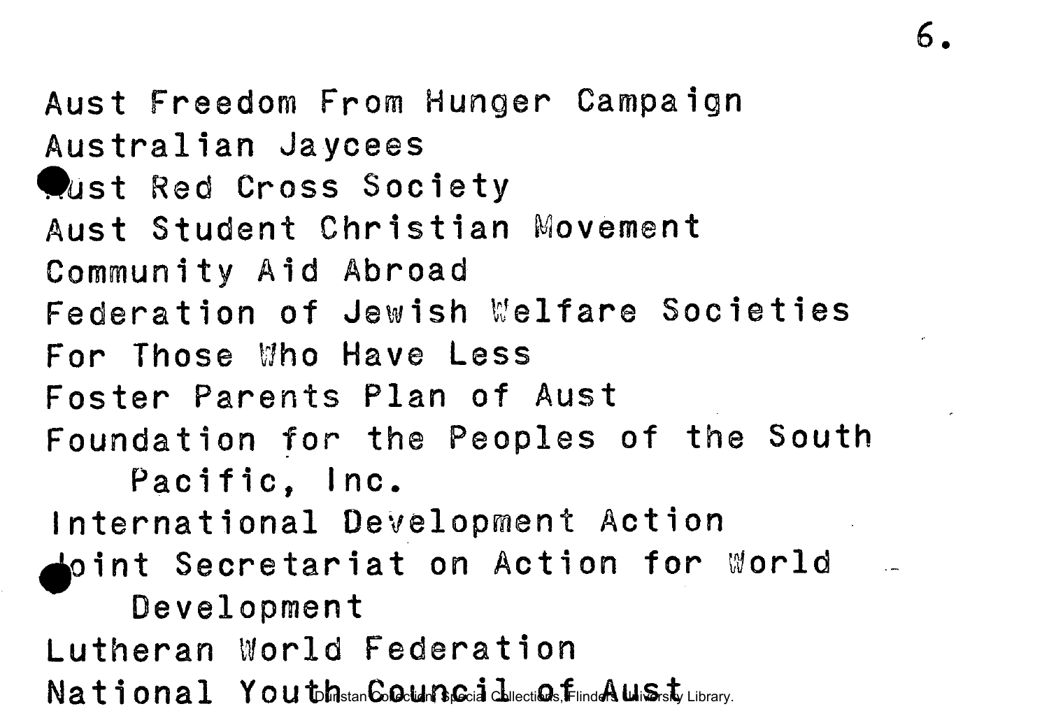Aust Freedom From Hunger Campaign
Australian Jaycees
Aust Red Cross Society
Aust Student Christian Movement
Community Aid Abroad
Federation of Jewish Welfare Societies
For Those Who Have Less
Foster Parents Plan of Aust
Foundation for the Peoples of the South
    Pacific, Inc.
International Development Action
Joint Secretariat on Action for World
    Development
Lutheran World Federation
National Youth Council of Aust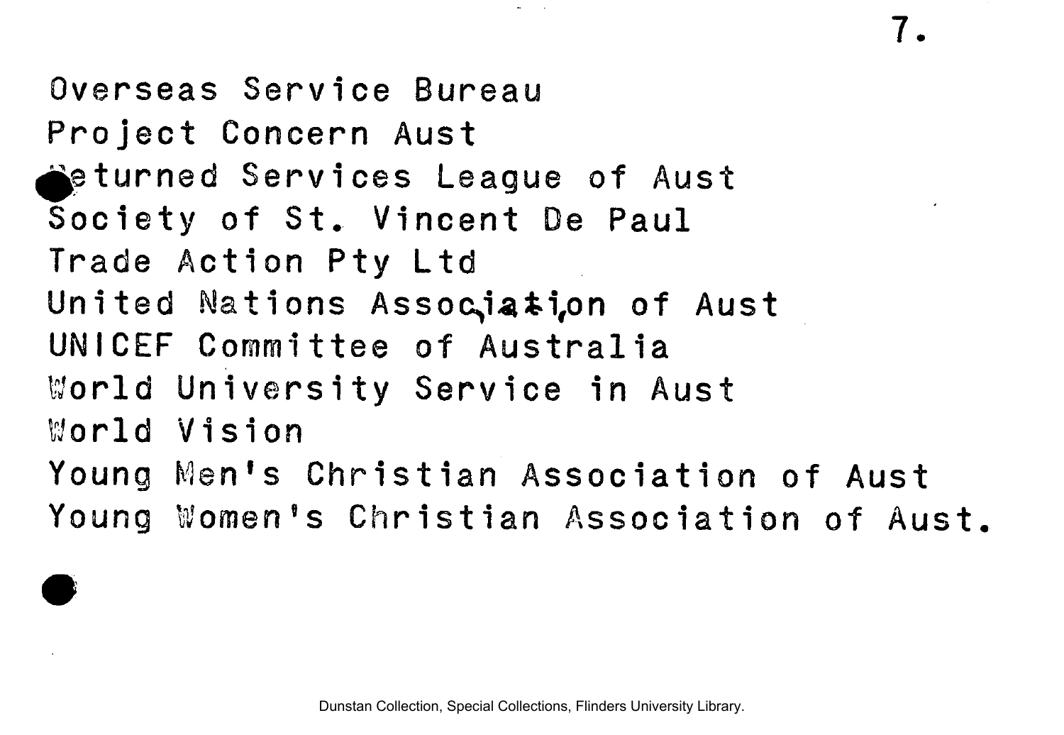Overseas Service Bureau
Project Concern Aust
Returned Services League of Aust
Society of St. Vincent De Paul
Trade Action Pty Ltd
United Nations Association of Aust
UNICEF Committee of Australia
World University Service in Aust
World Vision
Young Men's Christian Association of Aust
Young Women's Christian Association of Aust.

Dunstan Collection, Special Collections, Flinders University Library.